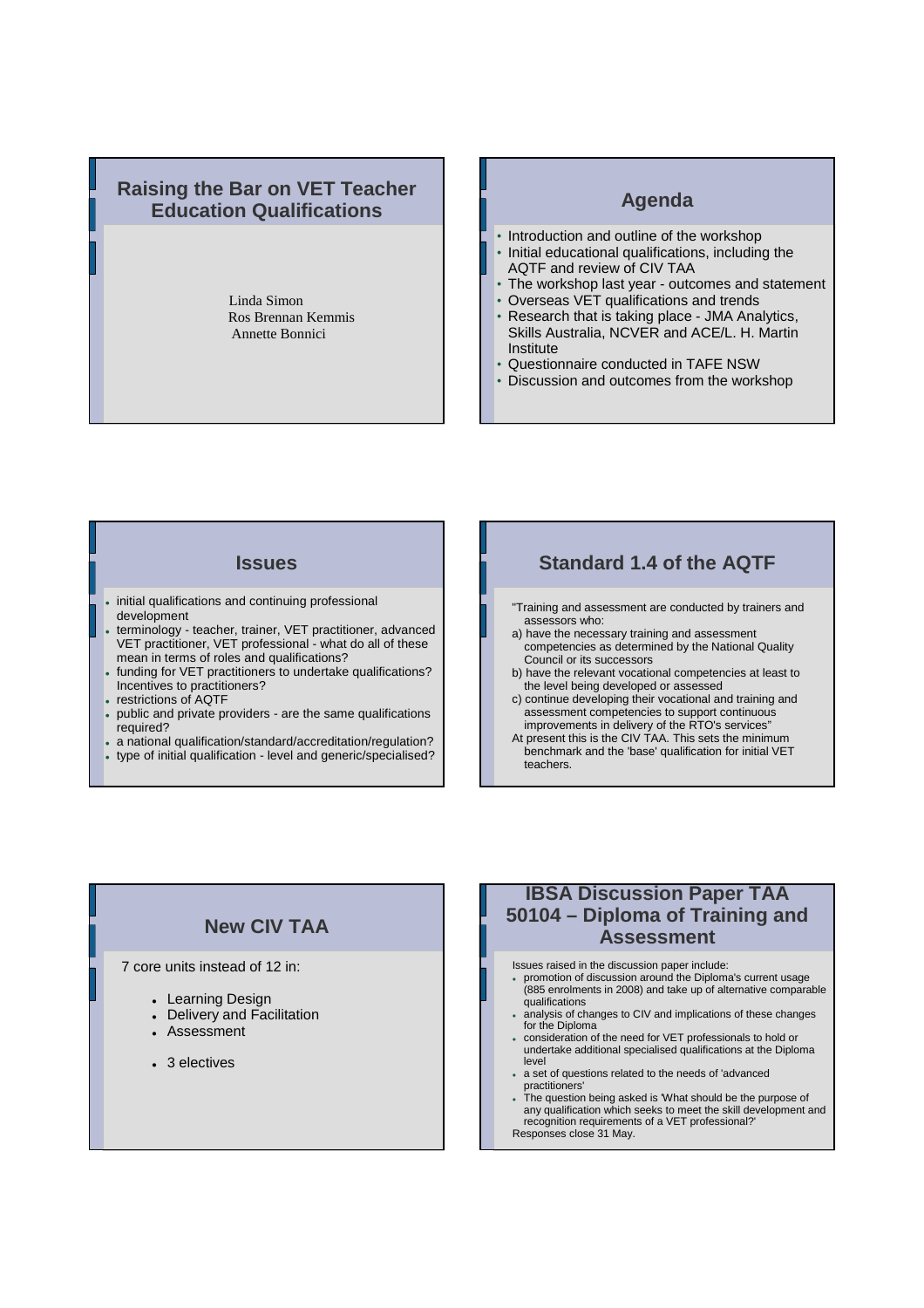## Raising the Bar on VET Teacher Education Qualifications

Linda Simon
Ros Brennan Kemmis
Annette Bonnici

## Agenda

- Introduction and outline of the workshop
- Initial educational qualifications, including the AQTF and review of CIV TAA
- The workshop last year - outcomes and statement
- Overseas VET qualifications and trends
- Research that is taking place - JMA Analytics, Skills Australia, NCVER and ACE/L. H. Martin Institute
- Questionnaire conducted in TAFE NSW
- Discussion and outcomes from the workshop

## Issues

- initial qualifications and continuing professional development
- terminology - teacher, trainer, VET practitioner, advanced VET practitioner, VET professional - what do all of these mean in terms of roles and qualifications?
- funding for VET practitioners to undertake qualifications? Incentives to practitioners?
- restrictions of AQTF
- public and private providers - are the same qualifications required?
- a national qualification/standard/accreditation/regulation?
- type of initial qualification - level and generic/specialised?

## Standard 1.4 of the AQTF

"Training and assessment are conducted by trainers and assessors who:

a) have the necessary training and assessment competencies as determined by the National Quality Council or its successors
b) have the relevant vocational competencies at least to the level being developed or assessed
c) continue developing their vocational and training and assessment competencies to support continuous improvements in delivery of the RTO's services"

At present this is the CIV TAA. This sets the minimum benchmark and the 'base' qualification for initial VET teachers.

## New CIV TAA

7 core units instead of 12 in:

- Learning Design
- Delivery and Facilitation
- Assessment

- 3 electives

## IBSA Discussion Paper TAA 50104 – Diploma of Training and Assessment

Issues raised in the discussion paper include:

- promotion of discussion around the Diploma's current usage (885 enrolments in 2008) and take up of alternative comparable qualifications
- analysis of changes to CIV and implications of these changes for the Diploma
- consideration of the need for VET professionals to hold or undertake additional specialised qualifications at the Diploma level
- a set of questions related to the needs of 'advanced practitioners'
- The question being asked is 'What should be the purpose of any qualification which seeks to meet the skill development and recognition requirements of a VET professional?'

Responses close 31 May.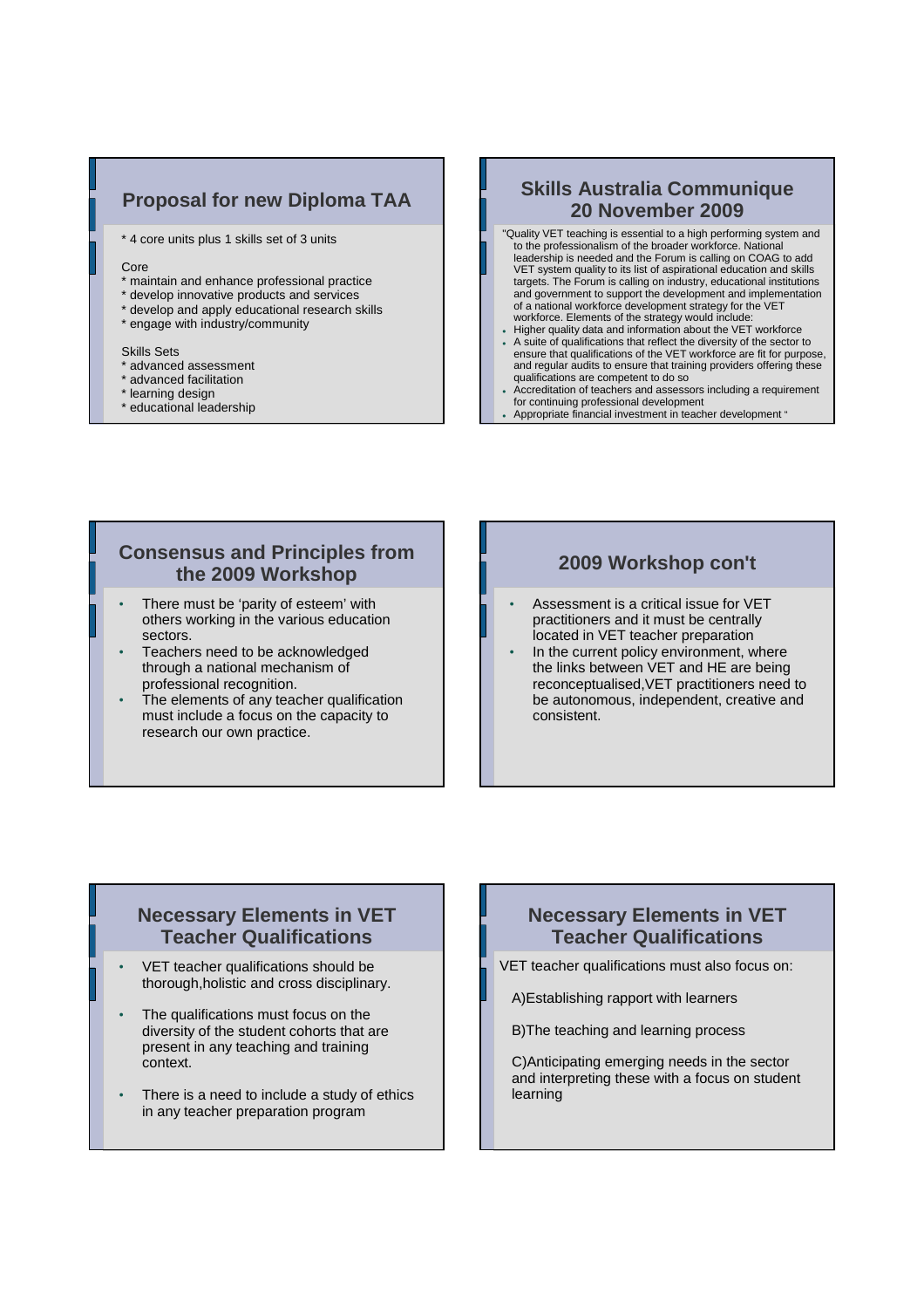## Proposal for new Diploma TAA

* 4 core units plus 1 skills set of 3 units

Core
* maintain and enhance professional practice
* develop innovative products and services
* develop and apply educational research skills
* engage with industry/community

Skills Sets
* advanced assessment
* advanced facilitation
* learning design
* educational leadership

## Skills Australia Communique 20 November 2009

"Quality VET teaching is essential to a high performing system and to the professionalism of the broader workforce. National leadership is needed and the Forum is calling on COAG to add VET system quality to its list of aspirational education and skills targets. The Forum is calling on industry, educational institutions and government to support the development and implementation of a national workforce development strategy for the VET workforce. Elements of the strategy would include:

- Higher quality data and information about the VET workforce
- A suite of qualifications that reflect the diversity of the sector to ensure that qualifications of the VET workforce are fit for purpose, and regular audits to ensure that training providers offering these qualifications are competent to do so
- Accreditation of teachers and assessors including a requirement for continuing professional development
- Appropriate financial investment in teacher development "

## Consensus and Principles from the 2009 Workshop

- There must be 'parity of esteem' with others working in the various education sectors.
- Teachers need to be acknowledged through a national mechanism of professional recognition.
- The elements of any teacher qualification must include a focus on the capacity to research our own practice.

## 2009 Workshop con't

- Assessment is a critical issue for VET practitioners and it must be centrally located in VET teacher preparation
- In the current policy environment, where the links between VET and HE are being reconceptualised,VET practitioners need to be autonomous, independent, creative and consistent.

## Necessary Elements in VET Teacher Qualifications

- VET teacher qualifications should be thorough,holistic and cross disciplinary.
- The qualifications must focus on the diversity of the student cohorts that are present in any teaching and training context.
- There is a need to include a study of ethics in any teacher preparation program

## Necessary Elements in VET Teacher Qualifications

VET teacher qualifications must also focus on:

A)Establishing rapport with learners

B)The teaching and learning process

C)Anticipating emerging needs in the sector and interpreting these with a focus on student learning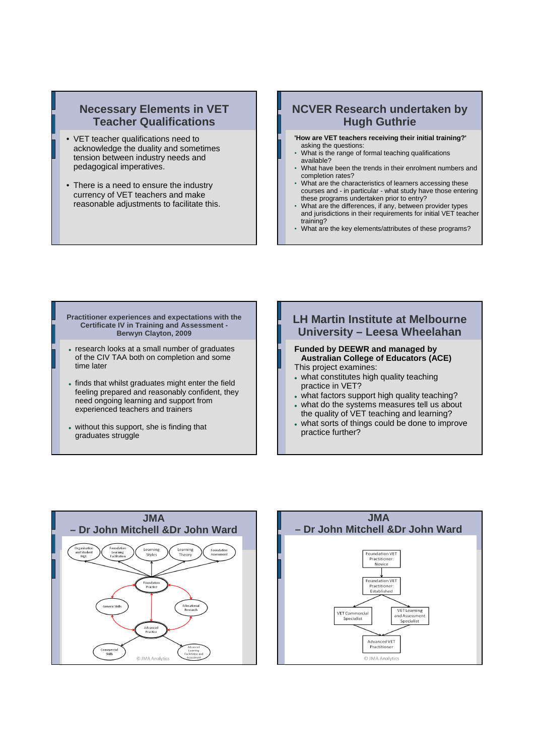## Necessary Elements in VET Teacher Qualifications

- VET teacher qualifications need to acknowledge the duality and sometimes tension between industry needs and pedagogical imperatives.
- There is a need to ensure the industry currency of VET teachers and make reasonable adjustments to facilitate this.

## NCVER Research undertaken by Hugh Guthrie

**'How are VET teachers receiving their initial training?'**
asking the questions:

- What is the range of formal teaching qualifications available?
- What have been the trends in their enrolment numbers and completion rates?
- What are the characteristics of learners accessing these courses and - in particular - what study have those entering these programs undertaken prior to entry?
- What are the differences, if any, between provider types and jurisdictions in their requirements for initial VET teacher training?
- What are the key elements/attributes of these programs?

## Practitioner experiences and expectations with the Certificate IV in Training and Assessment - Berwyn Clayton, 2009

- research looks at a small number of graduates of the CIV TAA both on completion and some time later
- finds that whilst graduates might enter the field feeling prepared and reasonably confident, they need ongoing learning and support from experienced teachers and trainers
- without this support, she is finding that graduates struggle

## LH Martin Institute at Melbourne University – Leesa Wheelahan

**Funded by DEEWR and managed by Australian College of Educators (ACE)**

This project examines:

- what constitutes high quality teaching practice in VET?
- what factors support high quality teaching?
- what do the systems measures tell us about the quality of VET teaching and learning?
- what sorts of things could be done to improve practice further?

## JMA – Dr John Mitchell &Dr John Ward

Organisation and Student Mgt · Foundation Learning Facilitation · Learning Styles · Learning Theory · Foundation Assessment

Foundation Practice

Generic Skills · Educational Research

Advanced Practice

Commercial Skills · Advanced Learning Facilitation and Assessment

© JMA Analytics

## JMA – Dr John Mitchell &Dr John Ward

Foundation VET Practitioner: Novice

Foundation VET Practitioner: Established

VET Commercial Specialist · VET Learning and Assessment Specialist

Advanced VET Practitioner

© JMA Analytics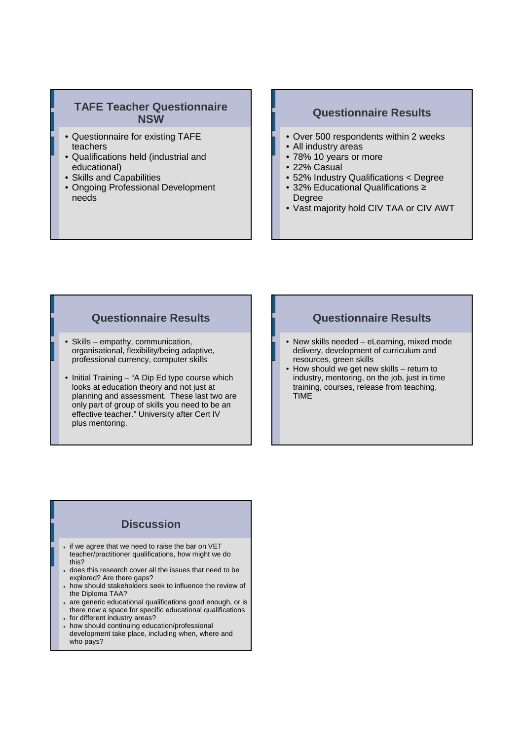## TAFE Teacher Questionnaire NSW

- Questionnaire for existing TAFE teachers
- Qualifications held (industrial and educational)
- Skills and Capabilities
- Ongoing Professional Development needs

## Questionnaire Results

- Over 500 respondents within 2 weeks
- All industry areas
- 78% 10 years or more
- 22% Casual
- 52% Industry Qualifications < Degree
- 32% Educational Qualifications ≥ Degree
- Vast majority hold CIV TAA or CIV AWT

## Questionnaire Results

- Skills – empathy, communication, organisational, flexibility/being adaptive, professional currency, computer skills
- Initial Training – "A Dip Ed type course which looks at education theory and not just at planning and assessment. These last two are only part of group of skills you need to be an effective teacher." University after Cert IV plus mentoring.

## Questionnaire Results

- New skills needed – eLearning, mixed mode delivery, development of curriculum and resources, green skills
- How should we get new skills – return to industry, mentoring, on the job, just in time training, courses, release from teaching, TIME

## Discussion

- if we agree that we need to raise the bar on VET teacher/practitioner qualifications, how might we do this?
- does this research cover all the issues that need to be explored? Are there gaps?
- how should stakeholders seek to influence the review of the Diploma TAA?
- are generic educational qualifications good enough, or is there now a space for specific educational qualifications
- for different industry areas?
- how should continuing education/professional development take place, including when, where and who pays?